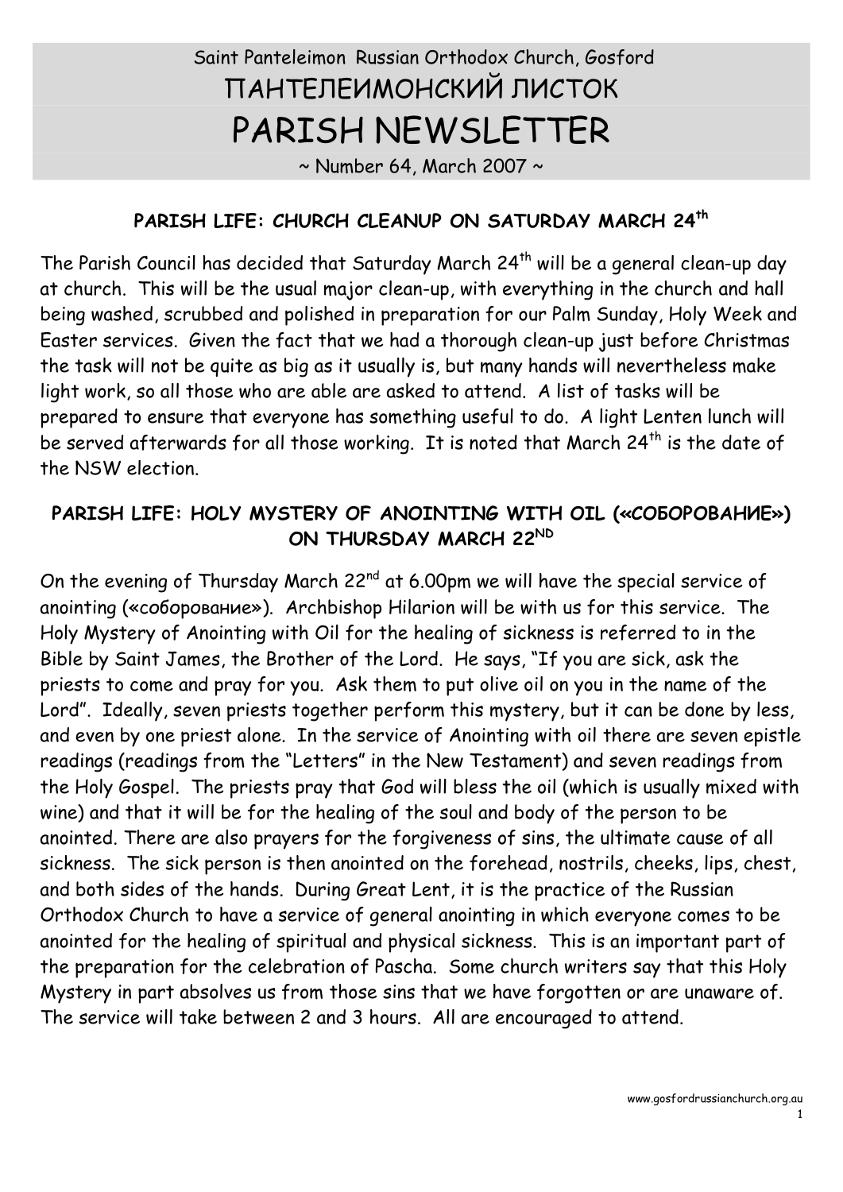Saint Panteleimon Russian Orthodox Church, Gosford

# ПАНТЕЛЕИМОНСКИЙ ЛИСТОК

# PARISH NEWSLETTER

~ Number 64, March 2007 ~

## PARISH LIFE: CHURCH CLEANUP ON SATURDAY MARCH 24th

The Parish Council has decided that Saturday March 24th will be a general clean-up day at church. This will be the usual major clean-up, with everything in the church and hall being washed, scrubbed and polished in preparation for our Palm Sunday, Holy Week and Easter services. Given the fact that we had a thorough clean-up just before Christmas the task will not be quite as big as it usually is, but many hands will nevertheless make light work, so all those who are able are asked to attend. A list of tasks will be prepared to ensure that everyone has something useful to do. A light Lenten lunch will be served afterwards for all those working. It is noted that March 24th is the date of the NSW election.

## PARISH LIFE: HOLY MYSTERY OF ANOINTING WITH OIL («СОБОРОВАНИЕ») ON THURSDAY MARCH 22ND

On the evening of Thursday March 22nd at 6.00pm we will have the special service of anointing («соборование»). Archbishop Hilarion will be with us for this service. The Holy Mystery of Anointing with Oil for the healing of sickness is referred to in the Bible by Saint James, the Brother of the Lord. He says, "If you are sick, ask the priests to come and pray for you. Ask them to put olive oil on you in the name of the Lord". Ideally, seven priests together perform this mystery, but it can be done by less, and even by one priest alone. In the service of Anointing with oil there are seven epistle readings (readings from the "Letters" in the New Testament) and seven readings from the Holy Gospel. The priests pray that God will bless the oil (which is usually mixed with wine) and that it will be for the healing of the soul and body of the person to be anointed. There are also prayers for the forgiveness of sins, the ultimate cause of all sickness. The sick person is then anointed on the forehead, nostrils, cheeks, lips, chest, and both sides of the hands. During Great Lent, it is the practice of the Russian Orthodox Church to have a service of general anointing in which everyone comes to be anointed for the healing of spiritual and physical sickness. This is an important part of the preparation for the celebration of Pascha. Some church writers say that this Holy Mystery in part absolves us from those sins that we have forgotten or are unaware of. The service will take between 2 and 3 hours. All are encouraged to attend.

www.gosfordrussianchurch.org.au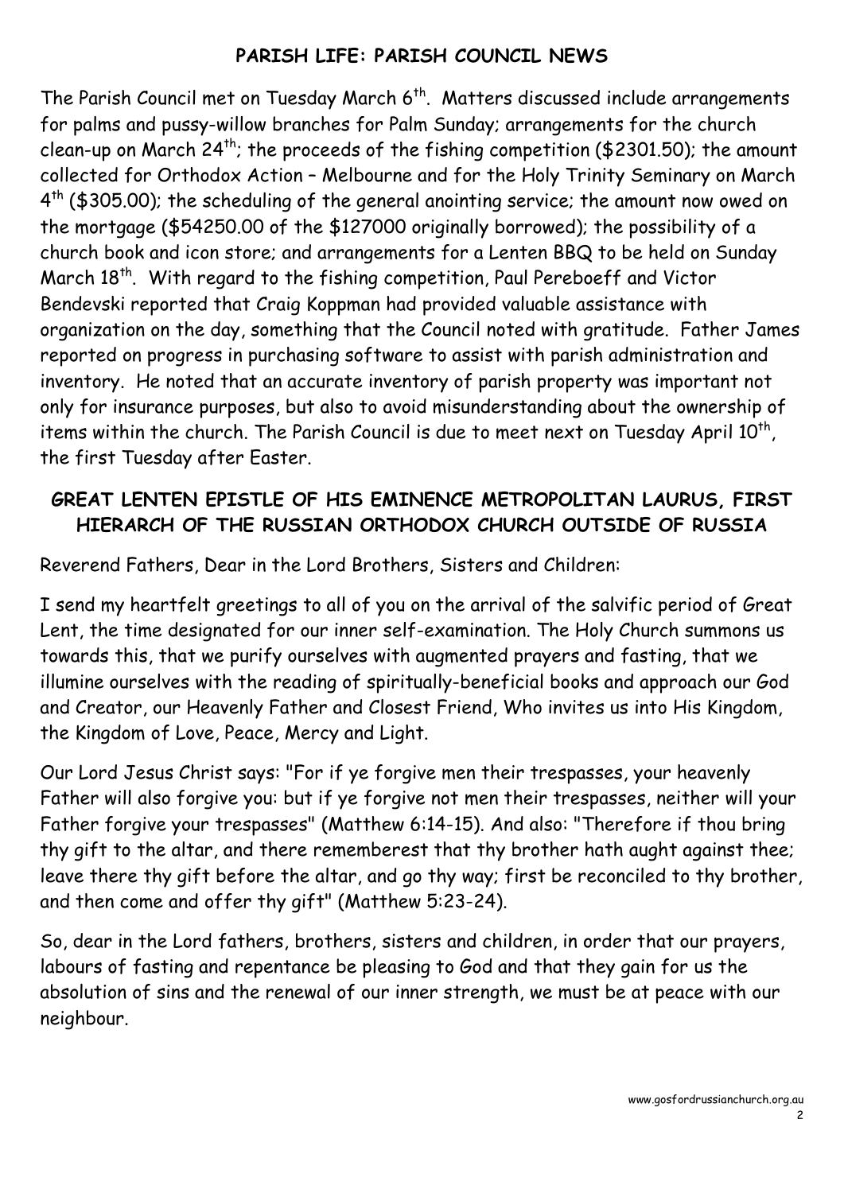## PARISH LIFE: PARISH COUNCIL NEWS

The Parish Council met on Tuesday March 6th. Matters discussed include arrangements for palms and pussy-willow branches for Palm Sunday; arrangements for the church clean-up on March 24th; the proceeds of the fishing competition ($2301.50); the amount collected for Orthodox Action – Melbourne and for the Holy Trinity Seminary on March 4th ($305.00); the scheduling of the general anointing service; the amount now owed on the mortgage ($54250.00 of the $127000 originally borrowed); the possibility of a church book and icon store; and arrangements for a Lenten BBQ to be held on Sunday March 18th. With regard to the fishing competition, Paul Pereboeff and Victor Bendevski reported that Craig Koppman had provided valuable assistance with organization on the day, something that the Council noted with gratitude. Father James reported on progress in purchasing software to assist with parish administration and inventory. He noted that an accurate inventory of parish property was important not only for insurance purposes, but also to avoid misunderstanding about the ownership of items within the church. The Parish Council is due to meet next on Tuesday April 10th, the first Tuesday after Easter.

## GREAT LENTEN EPISTLE OF HIS EMINENCE METROPOLITAN LAURUS, FIRST HIERARCH OF THE RUSSIAN ORTHODOX CHURCH OUTSIDE OF RUSSIA

Reverend Fathers, Dear in the Lord Brothers, Sisters and Children:

I send my heartfelt greetings to all of you on the arrival of the salvific period of Great Lent, the time designated for our inner self-examination. The Holy Church summons us towards this, that we purify ourselves with augmented prayers and fasting, that we illumine ourselves with the reading of spiritually-beneficial books and approach our God and Creator, our Heavenly Father and Closest Friend, Who invites us into His Kingdom, the Kingdom of Love, Peace, Mercy and Light.

Our Lord Jesus Christ says: "For if ye forgive men their trespasses, your heavenly Father will also forgive you: but if ye forgive not men their trespasses, neither will your Father forgive your trespasses" (Matthew 6:14-15). And also: "Therefore if thou bring thy gift to the altar, and there rememberest that thy brother hath aught against thee; leave there thy gift before the altar, and go thy way; first be reconciled to thy brother, and then come and offer thy gift" (Matthew 5:23-24).

So, dear in the Lord fathers, brothers, sisters and children, in order that our prayers, labours of fasting and repentance be pleasing to God and that they gain for us the absolution of sins and the renewal of our inner strength, we must be at peace with our neighbour.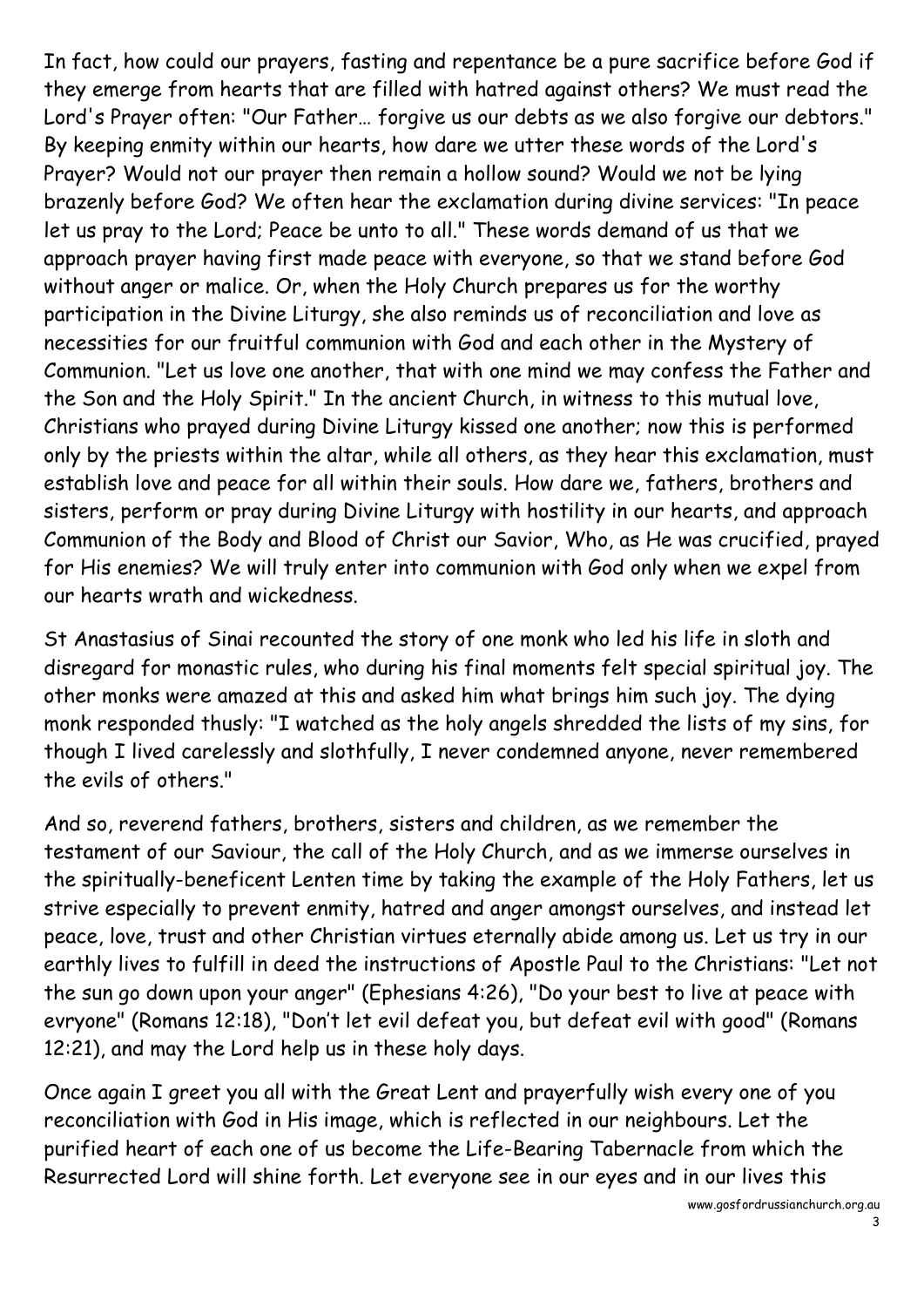In fact, how could our prayers, fasting and repentance be a pure sacrifice before God if they emerge from hearts that are filled with hatred against others? We must read the Lord's Prayer often: "Our Father… forgive us our debts as we also forgive our debtors." By keeping enmity within our hearts, how dare we utter these words of the Lord's Prayer? Would not our prayer then remain a hollow sound? Would we not be lying brazenly before God? We often hear the exclamation during divine services: "In peace let us pray to the Lord; Peace be unto to all." These words demand of us that we approach prayer having first made peace with everyone, so that we stand before God without anger or malice. Or, when the Holy Church prepares us for the worthy participation in the Divine Liturgy, she also reminds us of reconciliation and love as necessities for our fruitful communion with God and each other in the Mystery of Communion. "Let us love one another, that with one mind we may confess the Father and the Son and the Holy Spirit." In the ancient Church, in witness to this mutual love, Christians who prayed during Divine Liturgy kissed one another; now this is performed only by the priests within the altar, while all others, as they hear this exclamation, must establish love and peace for all within their souls. How dare we, fathers, brothers and sisters, perform or pray during Divine Liturgy with hostility in our hearts, and approach Communion of the Body and Blood of Christ our Savior, Who, as He was crucified, prayed for His enemies? We will truly enter into communion with God only when we expel from our hearts wrath and wickedness.

St Anastasius of Sinai recounted the story of one monk who led his life in sloth and disregard for monastic rules, who during his final moments felt special spiritual joy. The other monks were amazed at this and asked him what brings him such joy. The dying monk responded thusly: "I watched as the holy angels shredded the lists of my sins, for though I lived carelessly and slothfully, I never condemned anyone, never remembered the evils of others."

And so, reverend fathers, brothers, sisters and children, as we remember the testament of our Saviour, the call of the Holy Church, and as we immerse ourselves in the spiritually-beneficent Lenten time by taking the example of the Holy Fathers, let us strive especially to prevent enmity, hatred and anger amongst ourselves, and instead let peace, love, trust and other Christian virtues eternally abide among us. Let us try in our earthly lives to fulfill in deed the instructions of Apostle Paul to the Christians: "Let not the sun go down upon your anger" (Ephesians 4:26), "Do your best to live at peace with evryone" (Romans 12:18), "Don't let evil defeat you, but defeat evil with good" (Romans 12:21), and may the Lord help us in these holy days.

Once again I greet you all with the Great Lent and prayerfully wish every one of you reconciliation with God in His image, which is reflected in our neighbours. Let the purified heart of each one of us become the Life-Bearing Tabernacle from which the Resurrected Lord will shine forth. Let everyone see in our eyes and in our lives this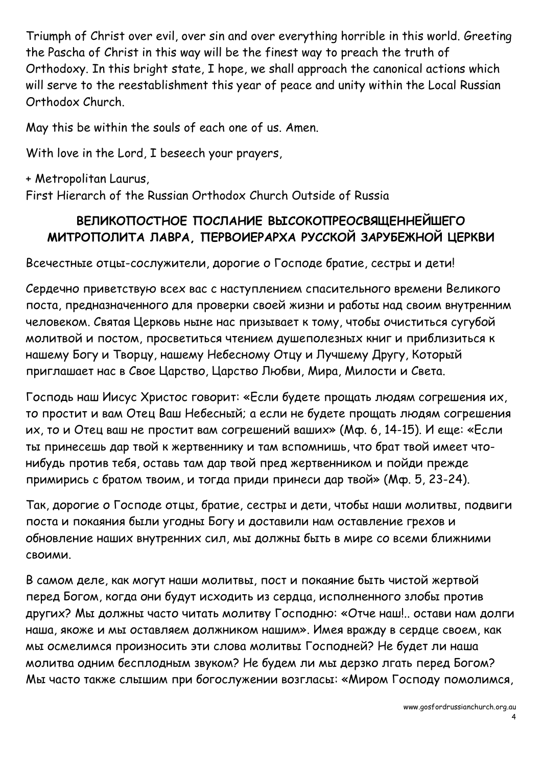Triumph of Christ over evil, over sin and over everything horrible in this world. Greeting the Pascha of Christ in this way will be the finest way to preach the truth of Orthodoxy. In this bright state, I hope, we shall approach the canonical actions which will serve to the reestablishment this year of peace and unity within the Local Russian Orthodox Church.

May this be within the souls of each one of us. Amen.

With love in the Lord, I beseech your prayers,

+ Metropolitan Laurus,
First Hierarch of the Russian Orthodox Church Outside of Russia

## ВЕЛИКОПОСТНОЕ ПОСЛАНИЕ ВЫСОКОПРЕОСВЯЩЕННЕЙШЕГО МИТРОПОЛИТА ЛАВРА, ПЕРВОИЕРАРХА РУССКОЙ ЗАРУБЕЖНОЙ ЦЕРКВИ

Всечестные отцы-сослужители, дорогие о Господе братие, сестры и дети!

Сердечно приветствую всех вас с наступлением спасительного времени Великого поста, предназначенного для проверки своей жизни и работы над своим внутренним человеком. Святая Церковь ныне нас призывает к тому, чтобы очиститься сугубой молитвой и постом, просветиться чтением душеполезных книг и приблизиться к нашему Богу и Творцу, нашему Небесному Отцу и Лучшему Другу, Который приглашает нас в Свое Царство, Царство Любви, Мира, Милости и Света.

Господь наш Иисус Христос говорит: «Если будете прощать людям согрешения их, то простит и вам Отец Ваш Небесный; а если не будете прощать людям согрешения их, то и Отец ваш не простит вам согрешений ваших» (Мф. 6, 14-15). И еще: «Если ты принесешь дар твой к жертвеннику и там вспомнишь, что брат твой имеет что-нибудь против тебя, оставь там дар твой пред жертвенником и пойди прежде примирись с братом твоим, и тогда приди принеси дар твой» (Мф. 5, 23-24).

Так, дорогие о Господе отцы, братие, сестры и дети, чтобы наши молитвы, подвиги поста и покаяния были угодны Богу и доставили нам оставление грехов и обновление наших внутренних сил, мы должны быть в мире со всеми ближними своими.

В самом деле, как могут наши молитвы, пост и покаяние быть чистой жертвой перед Богом, когда они будут исходить из сердца, исполненного злобы против других? Мы должны часто читать молитву Господню: «Отче наш!.. остави нам долги наша, якоже и мы оставляем должником нашим». Имея вражду в сердце своем, как мы осмелимся произносить эти слова молитвы Господней? Не будет ли наша молитва одним бесплодным звуком? Не будем ли мы дерзко лгать перед Богом? Мы часто также слышим при богослужении возгласы: «Миром Господу помолимся,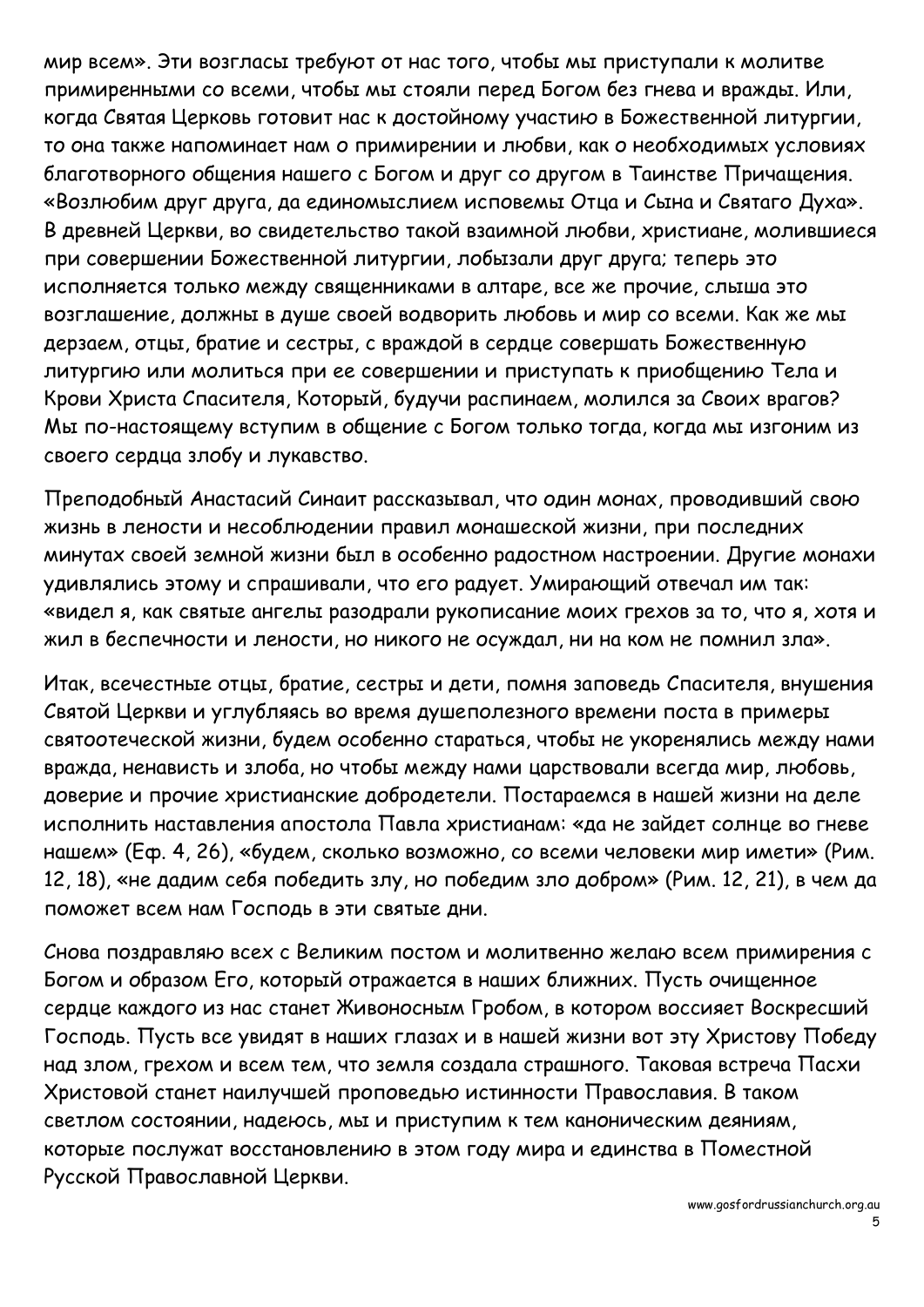мир всем». Эти возгласы требуют от нас того, чтобы мы приступали к молитве примиренными со всеми, чтобы мы стояли перед Богом без гнева и вражды. Или, когда Святая Церковь готовит нас к достойному участию в Божественной литургии, то она также напоминает нам о примирении и любви, как о необходимых условиях благотворного общения нашего с Богом и друг со другом в Таинстве Причащения. «Возлюбим друг друга, да единомыслием исповемы Отца и Сына и Святаго Духа». В древней Церкви, во свидетельство такой взаимной любви, христиане, молившиеся при совершении Божественной литургии, лобызали друг друга; теперь это исполняется только между священниками в алтаре, все же прочие, слыша это возглашение, должны в душе своей водворить любовь и мир со всеми. Как же мы дерзаем, отцы, братие и сестры, с враждой в сердце совершать Божественную литургию или молиться при ее совершении и приступать к приобщению Тела и Крови Христа Спасителя, Который, будучи распинаем, молился за Своих врагов? Мы по-настоящему вступим в общение с Богом только тогда, когда мы изгоним из своего сердца злобу и лукавство.

Преподобный Анастасий Синаит рассказывал, что один монах, проводивший свою жизнь в лености и несоблюдении правил монашеской жизни, при последних минутах своей земной жизни был в особенно радостном настроении. Другие монахи удивлялись этому и спрашивали, что его радует. Умирающий отвечал им так: «видел я, как святые ангелы разодрали рукописание моих грехов за то, что я, хотя и жил в беспечности и лености, но никого не осуждал, ни на ком не помнил зла».

Итак, всечестные отцы, братие, сестры и дети, помня заповедь Спасителя, внушения Святой Церкви и углубляясь во время душеполезного времени поста в примеры святоотеческой жизни, будем особенно стараться, чтобы не укоренялись между нами вражда, ненависть и злоба, но чтобы между нами царствовали всегда мир, любовь, доверие и прочие христианские добродетели. Постараемся в нашей жизни на деле исполнить наставления апостола Павла христианам: «да не зайдет солнце во гневе нашем» (Еф. 4, 26), «будем, сколько возможно, со всеми человеки мир имети» (Рим. 12, 18), «не дадим себя победить злу, но победим зло добром» (Рим. 12, 21), в чем да поможет всем нам Господь в эти святые дни.

Снова поздравляю всех с Великим постом и молитвенно желаю всем примирения с Богом и образом Его, который отражается в наших ближних. Пусть очищенное сердце каждого из нас станет Живоносным Гробом, в котором воссияет Воскресший Господь. Пусть все увидят в наших глазах и в нашей жизни вот эту Христову Победу над злом, грехом и всем тем, что земля создала страшного. Таковая встреча Пасхи Христовой станет наилучшей проповедью истинности Православия. В таком светлом состоянии, надеюсь, мы и приступим к тем каноническим деяниям, которые послужат восстановлению в этом году мира и единства в Поместной Русской Православной Церкви.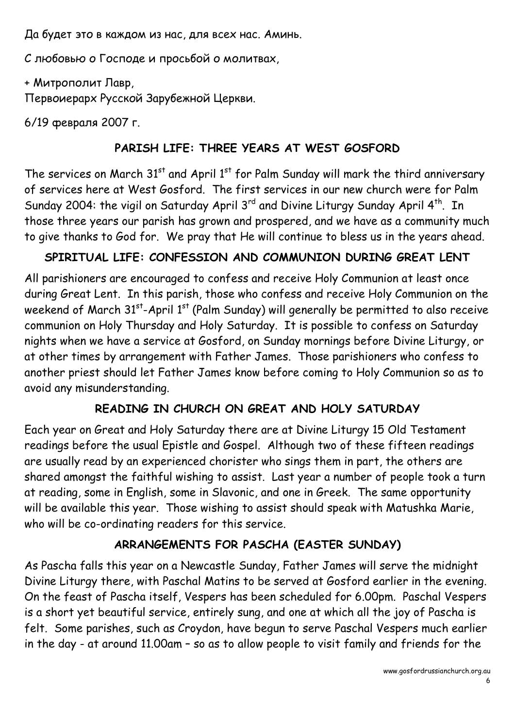Да будет это в каждом из нас, для всех нас. Аминь.

С любовью о Господе и просьбой о молитвах,

+ Митрополит Лавр,
Первоиерарх Русской Зарубежной Церкви.

6/19 февраля 2007 г.

## PARISH LIFE: THREE YEARS AT WEST GOSFORD

The services on March 31st and April 1st for Palm Sunday will mark the third anniversary of services here at West Gosford. The first services in our new church were for Palm Sunday 2004: the vigil on Saturday April 3rd and Divine Liturgy Sunday April 4th. In those three years our parish has grown and prospered, and we have as a community much to give thanks to God for. We pray that He will continue to bless us in the years ahead.

## SPIRITUAL LIFE: CONFESSION AND COMMUNION DURING GREAT LENT

All parishioners are encouraged to confess and receive Holy Communion at least once during Great Lent. In this parish, those who confess and receive Holy Communion on the weekend of March 31st-April 1st (Palm Sunday) will generally be permitted to also receive communion on Holy Thursday and Holy Saturday. It is possible to confess on Saturday nights when we have a service at Gosford, on Sunday mornings before Divine Liturgy, or at other times by arrangement with Father James. Those parishioners who confess to another priest should let Father James know before coming to Holy Communion so as to avoid any misunderstanding.

## READING IN CHURCH ON GREAT AND HOLY SATURDAY

Each year on Great and Holy Saturday there are at Divine Liturgy 15 Old Testament readings before the usual Epistle and Gospel. Although two of these fifteen readings are usually read by an experienced chorister who sings them in part, the others are shared amongst the faithful wishing to assist. Last year a number of people took a turn at reading, some in English, some in Slavonic, and one in Greek. The same opportunity will be available this year. Those wishing to assist should speak with Matushka Marie, who will be co-ordinating readers for this service.

## ARRANGEMENTS FOR PASCHA (EASTER SUNDAY)

As Pascha falls this year on a Newcastle Sunday, Father James will serve the midnight Divine Liturgy there, with Paschal Matins to be served at Gosford earlier in the evening. On the feast of Pascha itself, Vespers has been scheduled for 6.00pm. Paschal Vespers is a short yet beautiful service, entirely sung, and one at which all the joy of Pascha is felt. Some parishes, such as Croydon, have begun to serve Paschal Vespers much earlier in the day - at around 11.00am – so as to allow people to visit family and friends for the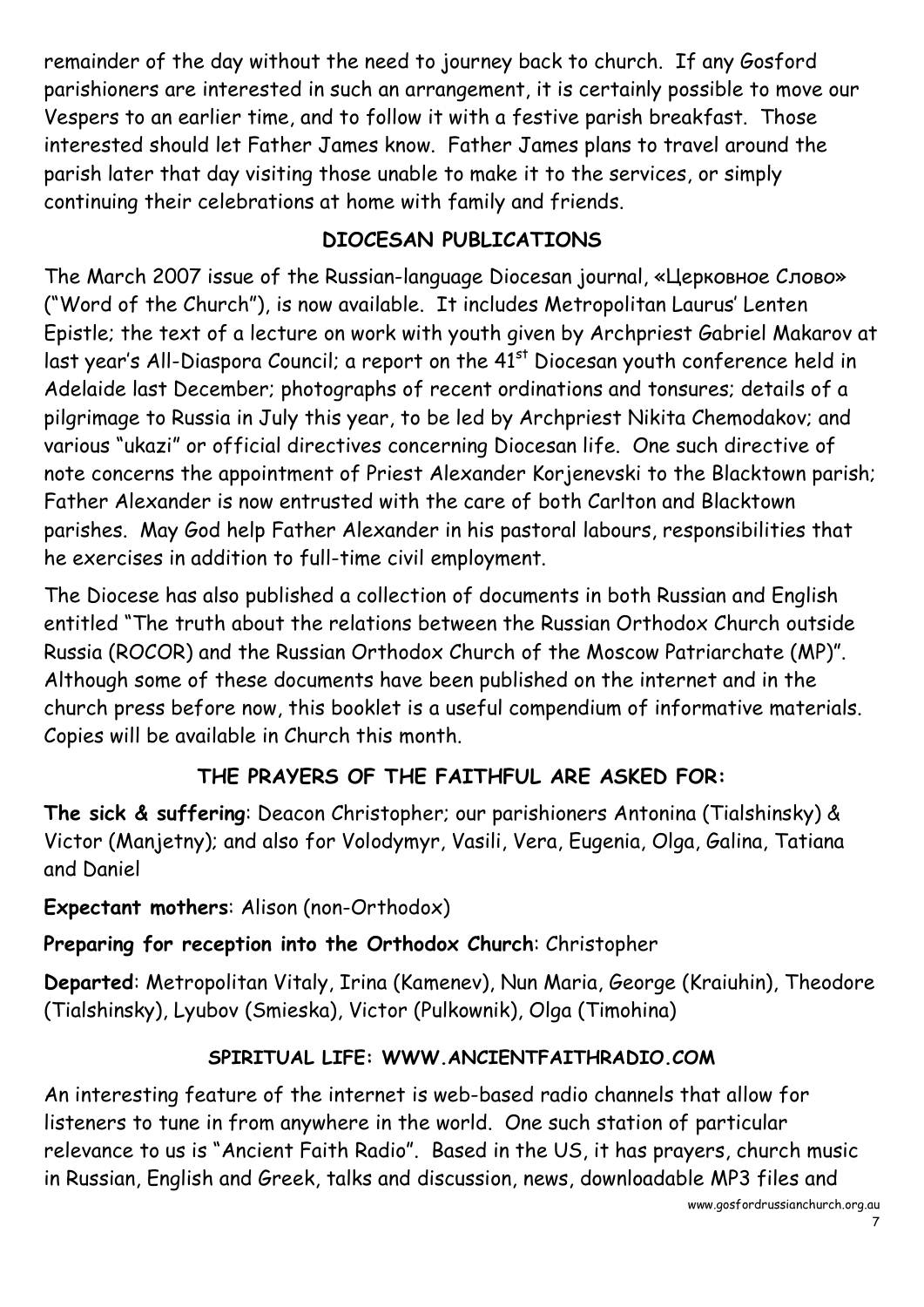remainder of the day without the need to journey back to church. If any Gosford parishioners are interested in such an arrangement, it is certainly possible to move our Vespers to an earlier time, and to follow it with a festive parish breakfast. Those interested should let Father James know. Father James plans to travel around the parish later that day visiting those unable to make it to the services, or simply continuing their celebrations at home with family and friends.

## DIOCESAN PUBLICATIONS

The March 2007 issue of the Russian-language Diocesan journal, «Церковное Слово» ("Word of the Church"), is now available. It includes Metropolitan Laurus' Lenten Epistle; the text of a lecture on work with youth given by Archpriest Gabriel Makarov at last year's All-Diaspora Council; a report on the 41st Diocesan youth conference held in Adelaide last December; photographs of recent ordinations and tonsures; details of a pilgrimage to Russia in July this year, to be led by Archpriest Nikita Chemodakov; and various "ukazi" or official directives concerning Diocesan life. One such directive of note concerns the appointment of Priest Alexander Korjenevski to the Blacktown parish; Father Alexander is now entrusted with the care of both Carlton and Blacktown parishes. May God help Father Alexander in his pastoral labours, responsibilities that he exercises in addition to full-time civil employment.

The Diocese has also published a collection of documents in both Russian and English entitled "The truth about the relations between the Russian Orthodox Church outside Russia (ROCOR) and the Russian Orthodox Church of the Moscow Patriarchate (MP)". Although some of these documents have been published on the internet and in the church press before now, this booklet is a useful compendium of informative materials. Copies will be available in Church this month.

## THE PRAYERS OF THE FAITHFUL ARE ASKED FOR:

**The sick & suffering**: Deacon Christopher; our parishioners Antonina (Tialshinsky) & Victor (Manjetny); and also for Volodymyr, Vasili, Vera, Eugenia, Olga, Galina, Tatiana and Daniel

**Expectant mothers**: Alison (non-Orthodox)

**Preparing for reception into the Orthodox Church**: Christopher

**Departed**: Metropolitan Vitaly, Irina (Kamenev), Nun Maria, George (Kraiuhin), Theodore (Tialshinsky), Lyubov (Smieska), Victor (Pulkownik), Olga (Timohina)

## SPIRITUAL LIFE: WWW.ANCIENTFAITHRADIO.COM

An interesting feature of the internet is web-based radio channels that allow for listeners to tune in from anywhere in the world. One such station of particular relevance to us is "Ancient Faith Radio". Based in the US, it has prayers, church music in Russian, English and Greek, talks and discussion, news, downloadable MP3 files and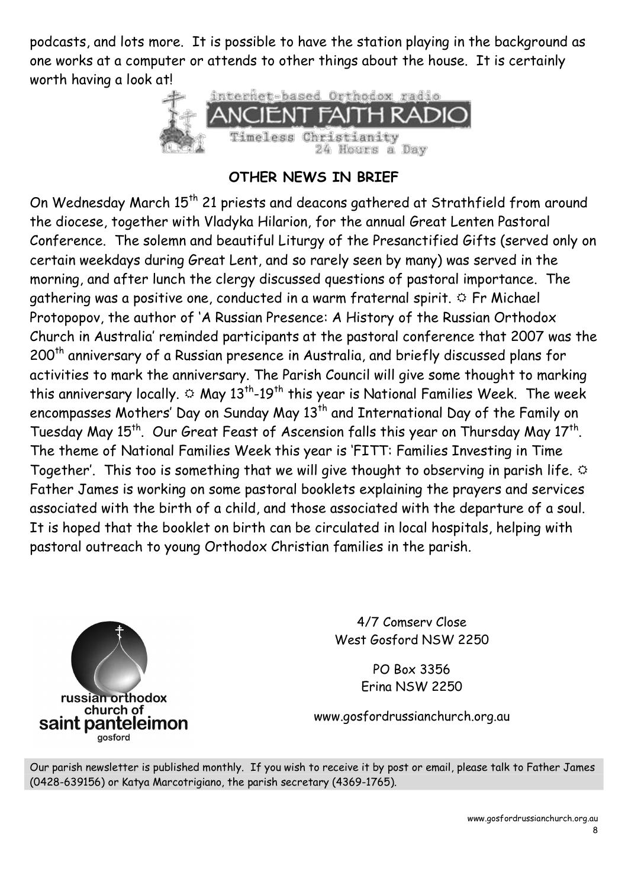podcasts, and lots more. It is possible to have the station playing in the background as one works at a computer or attends to other things about the house. It is certainly worth having a look at!

internet-based Orthodox radio
ANCIENT FAITH RADIO
Timeless Christianity
24 Hours a Day

## OTHER NEWS IN BRIEF

On Wednesday March 15th 21 priests and deacons gathered at Strathfield from around the diocese, together with Vladyka Hilarion, for the annual Great Lenten Pastoral Conference. The solemn and beautiful Liturgy of the Presanctified Gifts (served only on certain weekdays during Great Lent, and so rarely seen by many) was served in the morning, and after lunch the clergy discussed questions of pastoral importance. The gathering was a positive one, conducted in a warm fraternal spirit. ☼ Fr Michael Protopopov, the author of 'A Russian Presence: A History of the Russian Orthodox Church in Australia' reminded participants at the pastoral conference that 2007 was the 200th anniversary of a Russian presence in Australia, and briefly discussed plans for activities to mark the anniversary. The Parish Council will give some thought to marking this anniversary locally. ☼ May 13th-19th this year is National Families Week. The week encompasses Mothers' Day on Sunday May 13th and International Day of the Family on Tuesday May 15th. Our Great Feast of Ascension falls this year on Thursday May 17th. The theme of National Families Week this year is 'FITT: Families Investing in Time Together'. This too is something that we will give thought to observing in parish life. ☼ Father James is working on some pastoral booklets explaining the prayers and services associated with the birth of a child, and those associated with the departure of a soul. It is hoped that the booklet on birth can be circulated in local hospitals, helping with pastoral outreach to young Orthodox Christian families in the parish.

russian orthodox
church of
saint panteleimon
gosford

4/7 Comserv Close
West Gosford NSW 2250

PO Box 3356
Erina NSW 2250

www.gosfordrussianchurch.org.au

Our parish newsletter is published monthly. If you wish to receive it by post or email, please talk to Father James (0428-639156) or Katya Marcotrigiano, the parish secretary (4369-1765).